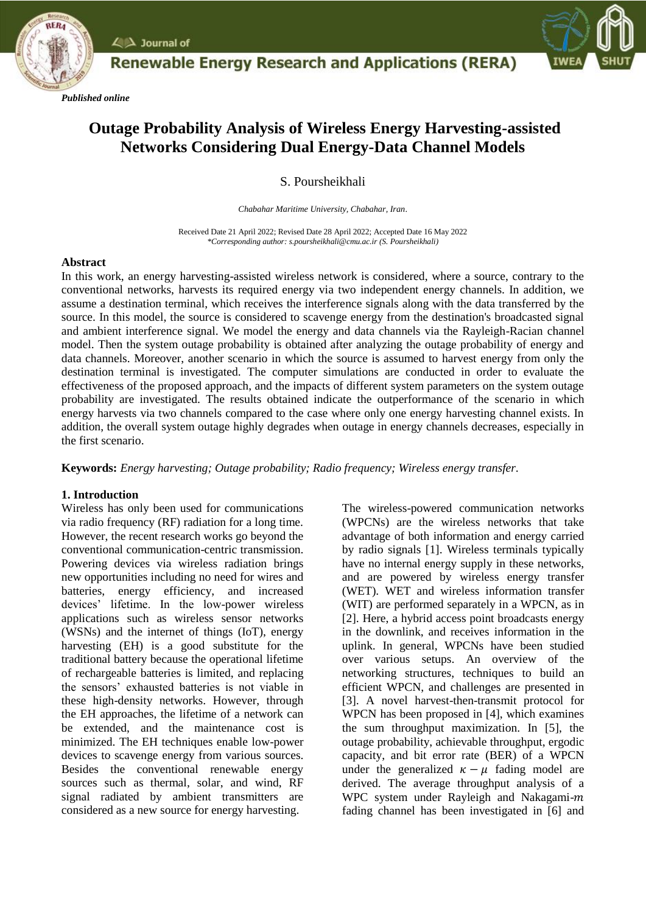*Published online*

# Outage Probability Analysis of Wireless Energy Harvesting-assisted Networks Considering Dual Energy-Data Channel Models

S. Poursheikhali

*Chabahar Maritime University, Chabahar, Iran.*

Received Date 21 April 2022; Revised Date 28 April 2022; Accepted Date 16 May 2022
*\*Corresponding author: s.poursheikhali@cmu.ac.ir (S. Poursheikhali)*

## Abstract

In this work, an energy harvesting-assisted wireless network is considered, where a source, contrary to the conventional networks, harvests its required energy via two independent energy channels. In addition, we assume a destination terminal, which receives the interference signals along with the data transferred by the source. In this model, the source is considered to scavenge energy from the destination's broadcasted signal and ambient interference signal. We model the energy and data channels via the Rayleigh-Racian channel model. Then the system outage probability is obtained after analyzing the outage probability of energy and data channels. Moreover, another scenario in which the source is assumed to harvest energy from only the destination terminal is investigated. The computer simulations are conducted in order to evaluate the effectiveness of the proposed approach, and the impacts of different system parameters on the system outage probability are investigated. The results obtained indicate the outperformance of the scenario in which energy harvests via two channels compared to the case where only one energy harvesting channel exists. In addition, the overall system outage highly degrades when outage in energy channels decreases, especially in the first scenario.

**Keywords:** *Energy harvesting; Outage probability; Radio frequency; Wireless energy transfer.*

## 1. Introduction

Wireless has only been used for communications via radio frequency (RF) radiation for a long time. However, the recent research works go beyond the conventional communication-centric transmission. Powering devices via wireless radiation brings new opportunities including no need for wires and batteries, energy efficiency, and increased devices' lifetime. In the low-power wireless applications such as wireless sensor networks (WSNs) and the internet of things (IoT), energy harvesting (EH) is a good substitute for the traditional battery because the operational lifetime of rechargeable batteries is limited, and replacing the sensors' exhausted batteries is not viable in these high-density networks. However, through the EH approaches, the lifetime of a network can be extended, and the maintenance cost is minimized. The EH techniques enable low-power devices to scavenge energy from various sources. Besides the conventional renewable energy sources such as thermal, solar, and wind, RF signal radiated by ambient transmitters are considered as a new source for energy harvesting.

The wireless-powered communication networks (WPCNs) are the wireless networks that take advantage of both information and energy carried by radio signals [1]. Wireless terminals typically have no internal energy supply in these networks, and are powered by wireless energy transfer (WET). WET and wireless information transfer (WIT) are performed separately in a WPCN, as in [2]. Here, a hybrid access point broadcasts energy in the downlink, and receives information in the uplink. In general, WPCNs have been studied over various setups. An overview of the networking structures, techniques to build an efficient WPCN, and challenges are presented in [3]. A novel harvest-then-transmit protocol for WPCN has been proposed in [4], which examines the sum throughput maximization. In [5], the outage probability, achievable throughput, ergodic capacity, and bit error rate (BER) of a WPCN under the generalized $\kappa-\mu$ fading model are derived. The average throughput analysis of a WPC system under Rayleigh and Nakagami-$m$ fading channel has been investigated in [6] and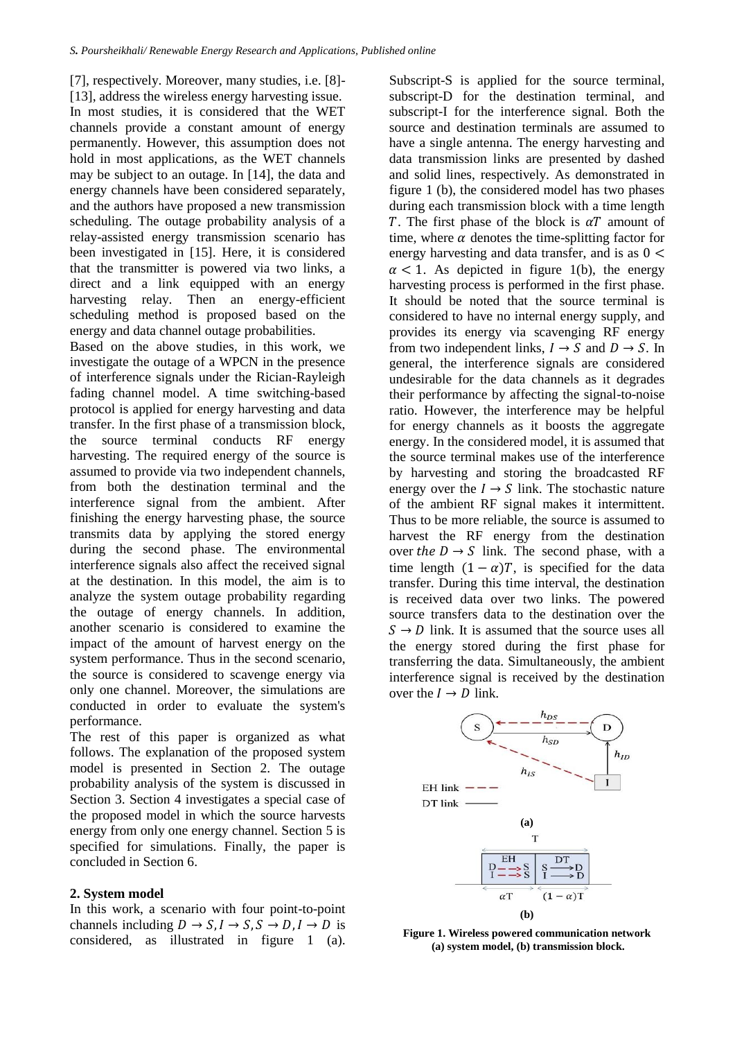[7], respectively. Moreover, many studies, i.e. [8]-[13], address the wireless energy harvesting issue. In most studies, it is considered that the WET channels provide a constant amount of energy permanently. However, this assumption does not hold in most applications, as the WET channels may be subject to an outage. In [14], the data and energy channels have been considered separately, and the authors have proposed a new transmission scheduling. The outage probability analysis of a relay-assisted energy transmission scenario has been investigated in [15]. Here, it is considered that the transmitter is powered via two links, a direct and a link equipped with an energy harvesting relay. Then an energy-efficient scheduling method is proposed based on the energy and data channel outage probabilities.

Based on the above studies, in this work, we investigate the outage of a WPCN in the presence of interference signals under the Rician-Rayleigh fading channel model. A time switching-based protocol is applied for energy harvesting and data transfer. In the first phase of a transmission block, the source terminal conducts RF energy harvesting. The required energy of the source is assumed to provide via two independent channels, from both the destination terminal and the interference signal from the ambient. After finishing the energy harvesting phase, the source transmits data by applying the stored energy during the second phase. The environmental interference signals also affect the received signal at the destination. In this model, the aim is to analyze the system outage probability regarding the outage of energy channels. In addition, another scenario is considered to examine the impact of the amount of harvest energy on the system performance. Thus in the second scenario, the source is considered to scavenge energy via only one channel. Moreover, the simulations are conducted in order to evaluate the system's performance.

The rest of this paper is organized as what follows. The explanation of the proposed system model is presented in Section 2. The outage probability analysis of the system is discussed in Section 3. Section 4 investigates a special case of the proposed model in which the source harvests energy from only one energy channel. Section 5 is specified for simulations. Finally, the paper is concluded in Section 6.

## 2. System model

In this work, a scenario with four point-to-point channels including $D \rightarrow S, I \rightarrow S, S \rightarrow D, I \rightarrow D$ is considered, as illustrated in figure 1 (a). Subscript-S is applied for the source terminal, subscript-D for the destination terminal, and subscript-I for the interference signal. Both the source and destination terminals are assumed to have a single antenna. The energy harvesting and data transmission links are presented by dashed and solid lines, respectively. As demonstrated in figure 1 (b), the considered model has two phases during each transmission block with a time length $T$. The first phase of the block is $\alpha T$ amount of time, where $\alpha$ denotes the time-splitting factor for energy harvesting and data transfer, and is as $0 < \alpha < 1$. As depicted in figure 1(b), the energy harvesting process is performed in the first phase. It should be noted that the source terminal is considered to have no internal energy supply, and provides its energy via scavenging RF energy from two independent links, $I \rightarrow S$ and $D \rightarrow S$. In general, the interference signals are considered undesirable for the data channels as it degrades their performance by affecting the signal-to-noise ratio. However, the interference may be helpful for energy channels as it boosts the aggregate energy. In the considered model, it is assumed that the source terminal makes use of the interference by harvesting and storing the broadcasted RF energy over the $I \rightarrow S$ link. The stochastic nature of the ambient RF signal makes it intermittent. Thus to be more reliable, the source is assumed to harvest the RF energy from the destination over *the* $D \rightarrow S$ link. The second phase, with a time length $(1 - \alpha)T$, is specified for the data transfer. During this time interval, the destination is received data over two links. The powered source transfers data to the destination over the $S \rightarrow D$ link. It is assumed that the source uses all the energy stored during the first phase for transferring the data. Simultaneously, the ambient interference signal is received by the destination over the $I \rightarrow D$ link.

**Figure 1. Wireless powered communication network (a) system model, (b) transmission block.**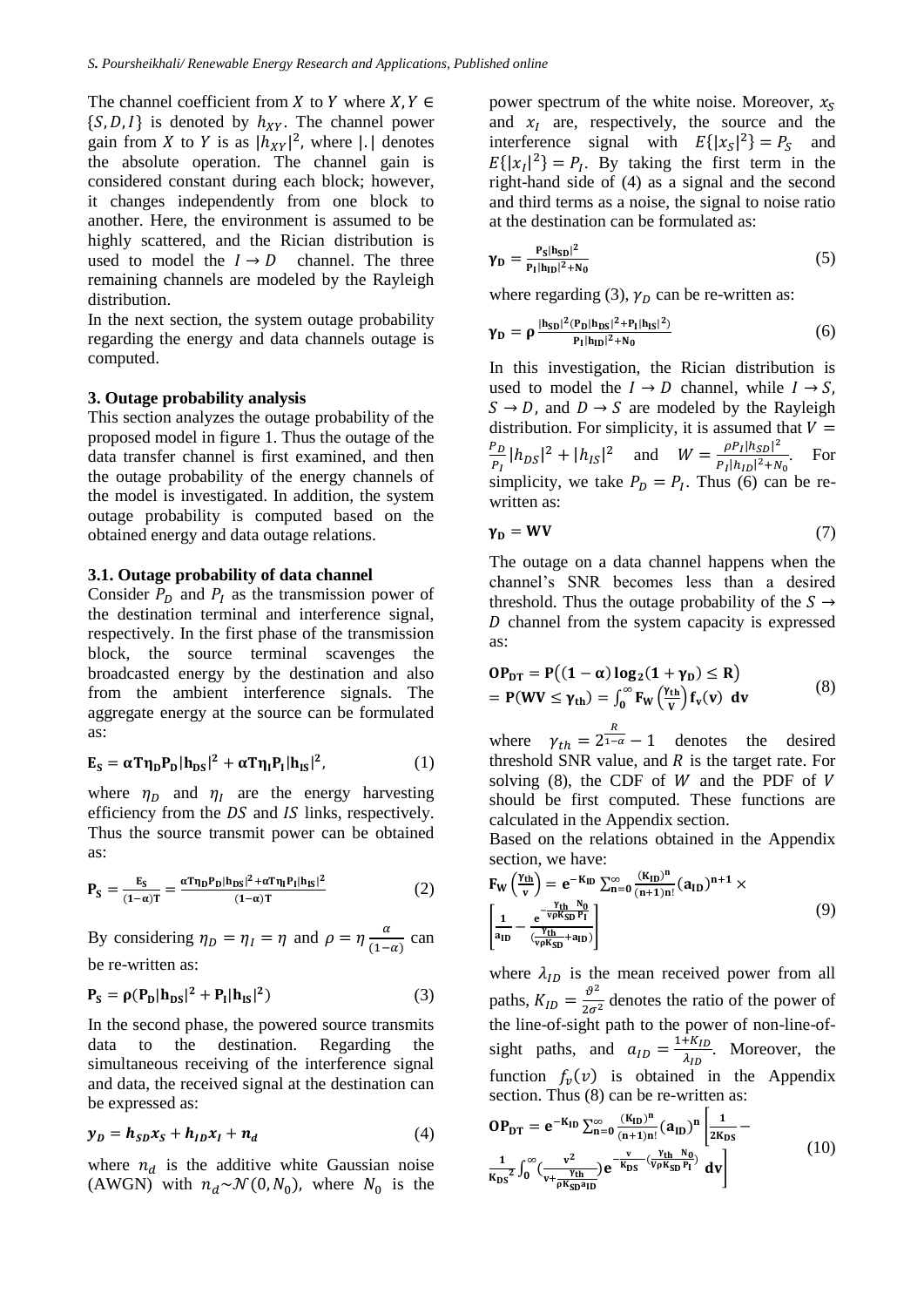The channel coefficient from $X$ to $Y$ where $X, Y \in \{S, D, I\}$ is denoted by $h_{XY}$. The channel power gain from $X$ to $Y$ is as $|h_{XY}|^2$, where $|.|$ denotes the absolute operation. The channel gain is considered constant during each block; however, it changes independently from one block to another. Here, the environment is assumed to be highly scattered, and the Rician distribution is used to model the $I \to D$ channel. The three remaining channels are modeled by the Rayleigh distribution.

In the next section, the system outage probability regarding the energy and data channels outage is computed.

### 3. Outage probability analysis

This section analyzes the outage probability of the proposed model in figure 1. Thus the outage of the data transfer channel is first examined, and then the outage probability of the energy channels of the model is investigated. In addition, the system outage probability is computed based on the obtained energy and data outage relations.

#### 3.1. Outage probability of data channel

Consider $P_D$ and $P_I$ as the transmission power of the destination terminal and interference signal, respectively. In the first phase of the transmission block, the source terminal scavenges the broadcasted energy by the destination and also from the ambient interference signals. The aggregate energy at the source can be formulated as:

$$\mathbf{E_S = \alpha T \eta_D P_D |h_{DS}|^2 + \alpha T \eta_I P_I |h_{IS}|^2}, \tag{1}$$

where $\eta_D$ and $\eta_I$ are the energy harvesting efficiency from the $DS$ and $IS$ links, respectively. Thus the source transmit power can be obtained as:

$$\mathbf{P_S = \frac{E_S}{(1-\alpha)T} = \frac{\alpha T \eta_D P_D |h_{DS}|^2 + \alpha T \eta_I P_I |h_{IS}|^2}{(1-\alpha)T}} \tag{2}$$

By considering $\eta_D = \eta_I = \eta$ and $\rho = \eta \frac{\alpha}{(1-\alpha)}$ can be re-written as:

$$\mathbf{P_S = \rho(P_D |h_{DS}|^2 + P_I |h_{IS}|^2)} \tag{3}$$

In the second phase, the powered source transmits data to the destination. Regarding the simultaneous receiving of the interference signal and data, the received signal at the destination can be expressed as:

$$y_D = h_{SD} x_S + h_{ID} x_I + n_d \tag{4}$$

where $n_d$ is the additive white Gaussian noise (AWGN) with $n_d \sim \mathcal{N}(0, N_0)$, where $N_0$ is the power spectrum of the white noise. Moreover, $x_S$ and $x_I$ are, respectively, the source and the interference signal with $E\{|x_S|^2\} = P_S$ and $E\{|x_I|^2\} = P_I$. By taking the first term in the right-hand side of (4) as a signal and the second and third terms as a noise, the signal to noise ratio at the destination can be formulated as:

$$\mathbf{\gamma_D = \frac{P_S |h_{SD}|^2}{P_I |h_{ID}|^2 + N_0}} \tag{5}$$

where regarding (3), $\gamma_D$ can be re-written as:

$$\mathbf{\gamma_D = \rho \frac{|h_{SD}|^2 (P_D |h_{DS}|^2 + P_I |h_{IS}|^2)}{P_I |h_{ID}|^2 + N_0}} \tag{6}$$

In this investigation, the Rician distribution is used to model the $I \to D$ channel, while $I \to S$, $S \to D$, and $D \to S$ are modeled by the Rayleigh distribution. For simplicity, it is assumed that $V = \frac{P_D}{P_I}|h_{DS}|^2 + |h_{IS}|^2$ and $W = \frac{\rho P_I |h_{SD}|^2}{P_I |h_{ID}|^2 + N_0}$. For simplicity, we take $P_D = P_I$. Thus (6) can be re-written as:

$$\mathbf{\gamma_D = WV} \tag{7}$$

The outage on a data channel happens when the channel's SNR becomes less than a desired threshold. Thus the outage probability of the $S \to D$ channel from the system capacity is expressed as:

$$\begin{aligned} \mathbf{OP_{DT}} &= \mathbf{P\big((1-\alpha)\log_2(1+\gamma_D) \le R\big)} \\ &= \mathbf{P(WV \le \gamma_{th}) = \int_0^\infty F_W\left(\frac{\gamma_{th}}{v}\right) f_v(v)\ dv} \end{aligned} \tag{8}$$

where $\gamma_{th} = 2^{\frac{R}{1-\alpha}} - 1$ denotes the desired threshold SNR value, and $R$ is the target rate. For solving (8), the CDF of $W$ and the PDF of $V$ should be first computed. These functions are calculated in the Appendix section.

Based on the relations obtained in the Appendix section, we have:

$$\mathbf{F_W\left(\frac{\gamma_{th}}{v}\right) = e^{-K_{ID}} \sum_{n=0}^{\infty} \frac{(K_{ID})^n}{(n+1)n!} (a_{ID})^{n+1} \times \left[\frac{1}{a_{ID}} - \frac{e^{-\frac{\gamma_{th}}{v\rho K_{SD}}\frac{N_0}{P_I}}}{\left(\frac{\gamma_{th}}{v\rho K_{SD}} + a_{ID}\right)}\right]} \tag{9}$$

where $\lambda_{ID}$ is the mean received power from all paths, $K_{ID} = \frac{\vartheta^2}{2\sigma^2}$ denotes the ratio of the power of the line-of-sight path to the power of non-line-of-sight paths, and $a_{ID} = \frac{1+K_{ID}}{\lambda_{ID}}$. Moreover, the function $f_v(v)$ is obtained in the Appendix section. Thus (8) can be re-written as:

$$\mathbf{OP_{DT} = e^{-K_{ID}} \sum_{n=0}^{\infty} \frac{(K_{ID})^n}{(n+1)n!} (a_{ID})^n \left[\frac{1}{2K_{DS}} - \frac{1}{K_{DS}^2} \int_0^\infty \left(\frac{v^2}{v + \frac{\gamma_{th}}{\rho K_{SD} a_{ID}}}\right) e^{-\frac{v}{K_{DS}} - \left(\frac{\gamma_{th}}{v\rho K_{SD}}\frac{N_0}{P_I}\right)}\ dv\right]} \tag{10}$$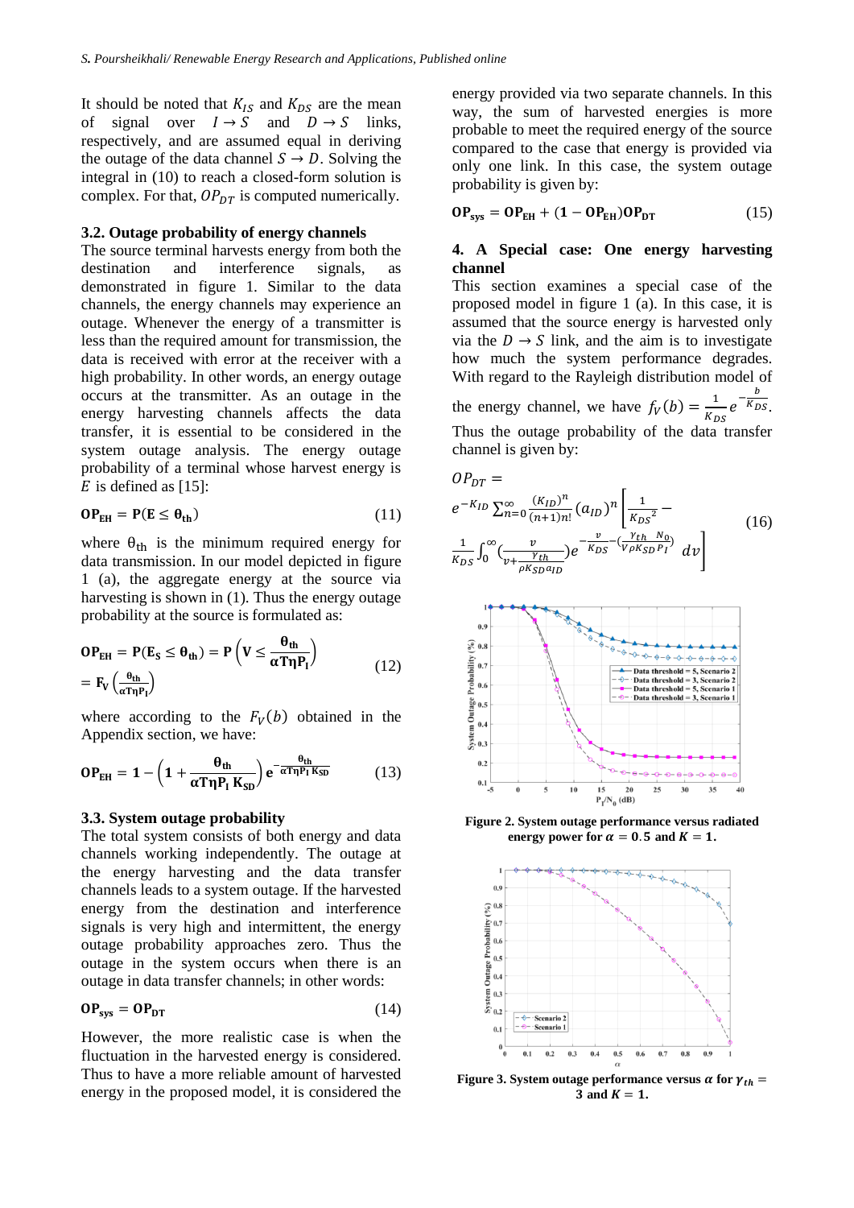It should be noted that $K_{IS}$ and $K_{DS}$ are the mean of signal over $I \rightarrow S$ and $D \rightarrow S$ links, respectively, and are assumed equal in deriving the outage of the data channel $S \rightarrow D$. Solving the integral in (10) to reach a closed-form solution is complex. For that, $OP_{DT}$ is computed numerically.

### 3.2. Outage probability of energy channels

The source terminal harvests energy from both the destination and interference signals, as demonstrated in figure 1. Similar to the data channels, the energy channels may experience an outage. Whenever the energy of a transmitter is less than the required amount for transmission, the data is received with error at the receiver with a high probability. In other words, an energy outage occurs at the transmitter. As an outage in the energy harvesting channels affects the data transfer, it is essential to be considered in the system outage analysis. The energy outage probability of a terminal whose harvest energy is $E$ is defined as [15]:

$$\mathbf{OP_{EH}} = \mathbf{P(E \leq \theta_{th})} \tag{11}$$

where $\theta_{th}$ is the minimum required energy for data transmission. In our model depicted in figure 1 (a), the aggregate energy at the source via harvesting is shown in (1). Thus the energy outage probability at the source is formulated as:

$$\mathbf{OP_{EH}} = \mathbf{P(E_S \leq \theta_{th})} = \mathbf{P}\left(\mathbf{V} \leq \frac{\boldsymbol{\theta_{th}}}{\boldsymbol{\alpha T \eta P_I}}\right) = \mathbf{F_V}\left(\frac{\boldsymbol{\theta_{th}}}{\boldsymbol{\alpha T \eta P_I}}\right) \tag{12}$$

where according to the $F_V(b)$ obtained in the Appendix section, we have:

$$\mathbf{OP_{EH}} = \mathbf{1} - \left(\mathbf{1} + \frac{\boldsymbol{\theta_{th}}}{\boldsymbol{\alpha T \eta P_I K_{SD}}}\right)\mathbf{e}^{-\frac{\boldsymbol{\theta_{th}}}{\boldsymbol{\alpha T \eta P_I K_{SD}}}} \tag{13}$$

### 3.3. System outage probability

The total system consists of both energy and data channels working independently. The outage at the energy harvesting and the data transfer channels leads to a system outage. If the harvested energy from the destination and interference signals is very high and intermittent, the energy outage probability approaches zero. Thus the outage in the system occurs when there is an outage in data transfer channels; in other words:

$$\mathbf{OP_{sys}} = \mathbf{OP_{DT}} \tag{14}$$

However, the more realistic case is when the fluctuation in the harvested energy is considered. Thus to have a more reliable amount of harvested energy in the proposed model, it is considered the energy provided via two separate channels. In this way, the sum of harvested energies is more probable to meet the required energy of the source compared to the case that energy is provided via only one link. In this case, the system outage probability is given by:

$$\mathbf{OP_{sys}} = \mathbf{OP_{EH}} + (\mathbf{1} - \mathbf{OP_{EH}})\mathbf{OP_{DT}} \tag{15}$$

## 4. A Special case: One energy harvesting channel

This section examines a special case of the proposed model in figure 1 (a). In this case, it is assumed that the source energy is harvested only via the $D \rightarrow S$ link, and the aim is to investigate how much the system performance degrades. With regard to the Rayleigh distribution model of the energy channel, we have $f_V(b) = \frac{1}{K_{DS}} e^{-\frac{b}{K_{DS}}}$. Thus the outage probability of the data transfer channel is given by:

$$OP_{DT} = e^{-K_{ID}} \sum_{n=0}^{\infty} \frac{(K_{ID})^n}{(n+1)n!} (a_{ID})^n \left[\frac{1}{K_{DS}{}^2} - \frac{1}{K_{DS}} \int_0^{\infty} \left(\frac{v}{v + \frac{\gamma_{th}}{\rho K_{SD} a_{ID}}}\right) e^{-\frac{v}{K_{DS}} - \left(\frac{\gamma_{th}}{v \rho K_{SD}} \frac{N_0}{P_I}\right)} dv\right] \tag{16}$$

**Figure 2. System outage performance versus radiated energy power for $\alpha = 0.5$ and $K = 1$.**

**Figure 3. System outage performance versus $\alpha$ for $\gamma_{th} = 3$ and $K = 1$.**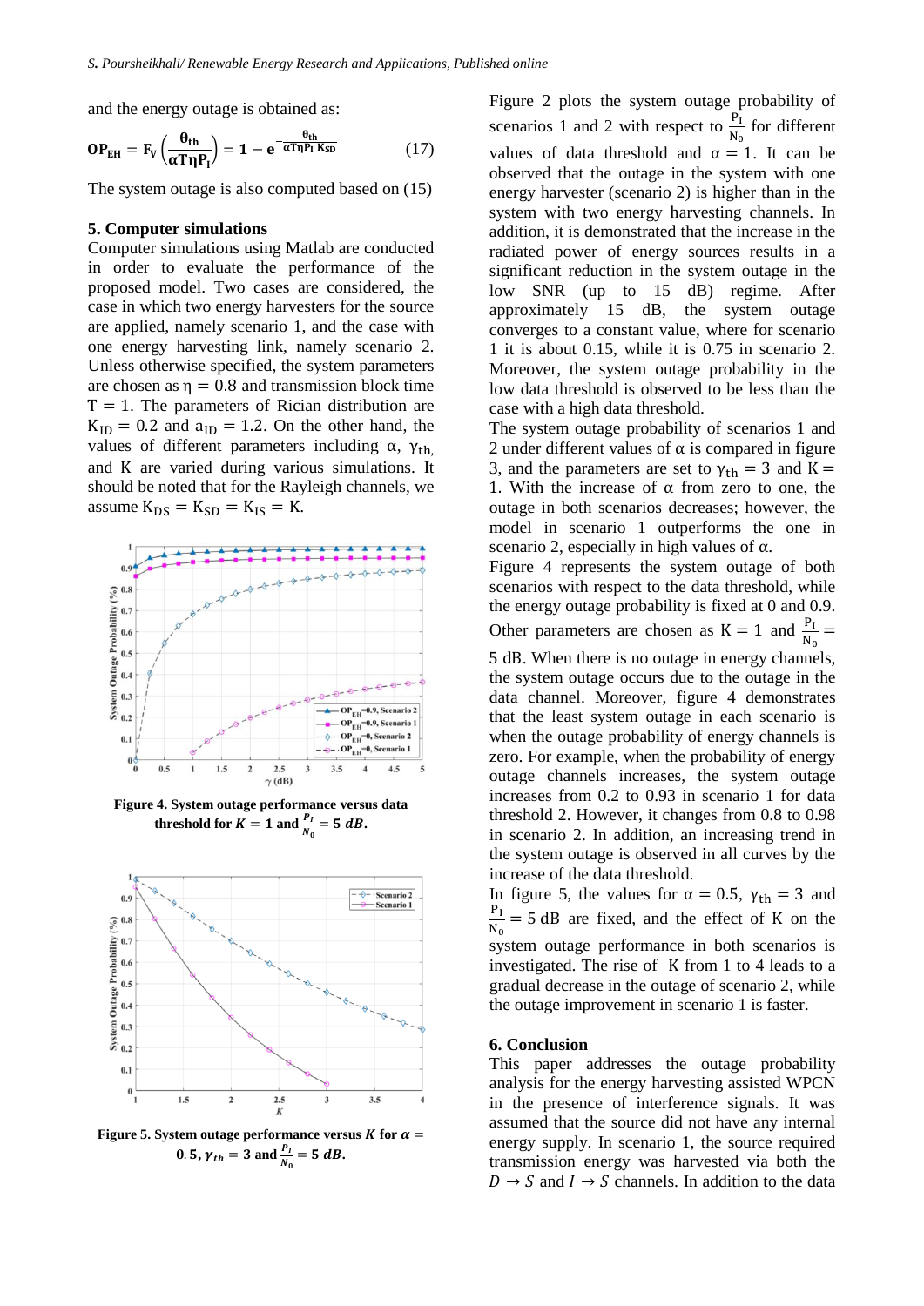and the energy outage is obtained as:

$$\mathbf{OP_{EH}} = \mathbf{F_V}\left(\frac{\boldsymbol{\theta}_{\mathbf{th}}}{\boldsymbol{\alpha} \mathbf{T} \boldsymbol{\eta} \mathbf{P_I}}\right) = \mathbf{1} - \mathbf{e}^{-\frac{\boldsymbol{\theta}_{\mathbf{th}}}{\boldsymbol{\alpha} \mathbf{T} \boldsymbol{\eta} \mathbf{P_I} \mathbf{K_{SD}}}} \tag{17}$$

The system outage is also computed based on (15)

## 5. Computer simulations

Computer simulations using Matlab are conducted in order to evaluate the performance of the proposed model. Two cases are considered, the case in which two energy harvesters for the source are applied, namely scenario 1, and the case with one energy harvesting link, namely scenario 2. Unless otherwise specified, the system parameters are chosen as $\eta = 0.8$ and transmission block time $T = 1$. The parameters of Rician distribution are $K_{ID} = 0.2$ and $a_{ID} = 1.2$. On the other hand, the values of different parameters including $\alpha$, $\gamma_{th,}$ and K are varied during various simulations. It should be noted that for the Rayleigh channels, we assume $K_{DS} = K_{SD} = K_{IS} = K$.

**Figure 4. System outage performance versus data threshold for $K = 1$ and $\frac{P_I}{N_0} = 5\ dB$.**

**Figure 5. System outage performance versus $K$ for $\alpha = 0.5$, $\gamma_{th} = 3$ and $\frac{P_I}{N_0} = 5\ dB$.**

Figure 2 plots the system outage probability of scenarios 1 and 2 with respect to $\frac{P_I}{N_0}$ for different values of data threshold and $\alpha = 1$. It can be observed that the outage in the system with one energy harvester (scenario 2) is higher than in the system with two energy harvesting channels. In addition, it is demonstrated that the increase in the radiated power of energy sources results in a significant reduction in the system outage in the low SNR (up to 15 dB) regime. After approximately 15 dB, the system outage converges to a constant value, where for scenario 1 it is about 0.15, while it is 0.75 in scenario 2. Moreover, the system outage probability in the low data threshold is observed to be less than the case with a high data threshold.

The system outage probability of scenarios 1 and 2 under different values of $\alpha$ is compared in figure 3, and the parameters are set to $\gamma_{th} = 3$ and $K = 1$. With the increase of $\alpha$ from zero to one, the outage in both scenarios decreases; however, the model in scenario 1 outperforms the one in scenario 2, especially in high values of $\alpha$.

Figure 4 represents the system outage of both scenarios with respect to the data threshold, while the energy outage probability is fixed at 0 and 0.9. Other parameters are chosen as $K = 1$ and $\frac{P_I}{N_0} = 5$ dB. When there is no outage in energy channels, the system outage occurs due to the outage in the data channel. Moreover, figure 4 demonstrates that the least system outage in each scenario is when the outage probability of energy channels is zero. For example, when the probability of energy outage channels increases, the system outage increases from 0.2 to 0.93 in scenario 1 for data threshold 2. However, it changes from 0.8 to 0.98 in scenario 2. In addition, an increasing trend in the system outage is observed in all curves by the increase of the data threshold.

In figure 5, the values for $\alpha = 0.5$, $\gamma_{th} = 3$ and $\frac{P_I}{N_0} = 5$ dB are fixed, and the effect of K on the system outage performance in both scenarios is investigated. The rise of K from 1 to 4 leads to a gradual decrease in the outage of scenario 2, while the outage improvement in scenario 1 is faster.

## 6. Conclusion

This paper addresses the outage probability analysis for the energy harvesting assisted WPCN in the presence of interference signals. It was assumed that the source did not have any internal energy supply. In scenario 1, the source required transmission energy was harvested via both the $D \rightarrow S$ and $I \rightarrow S$ channels. In addition to the data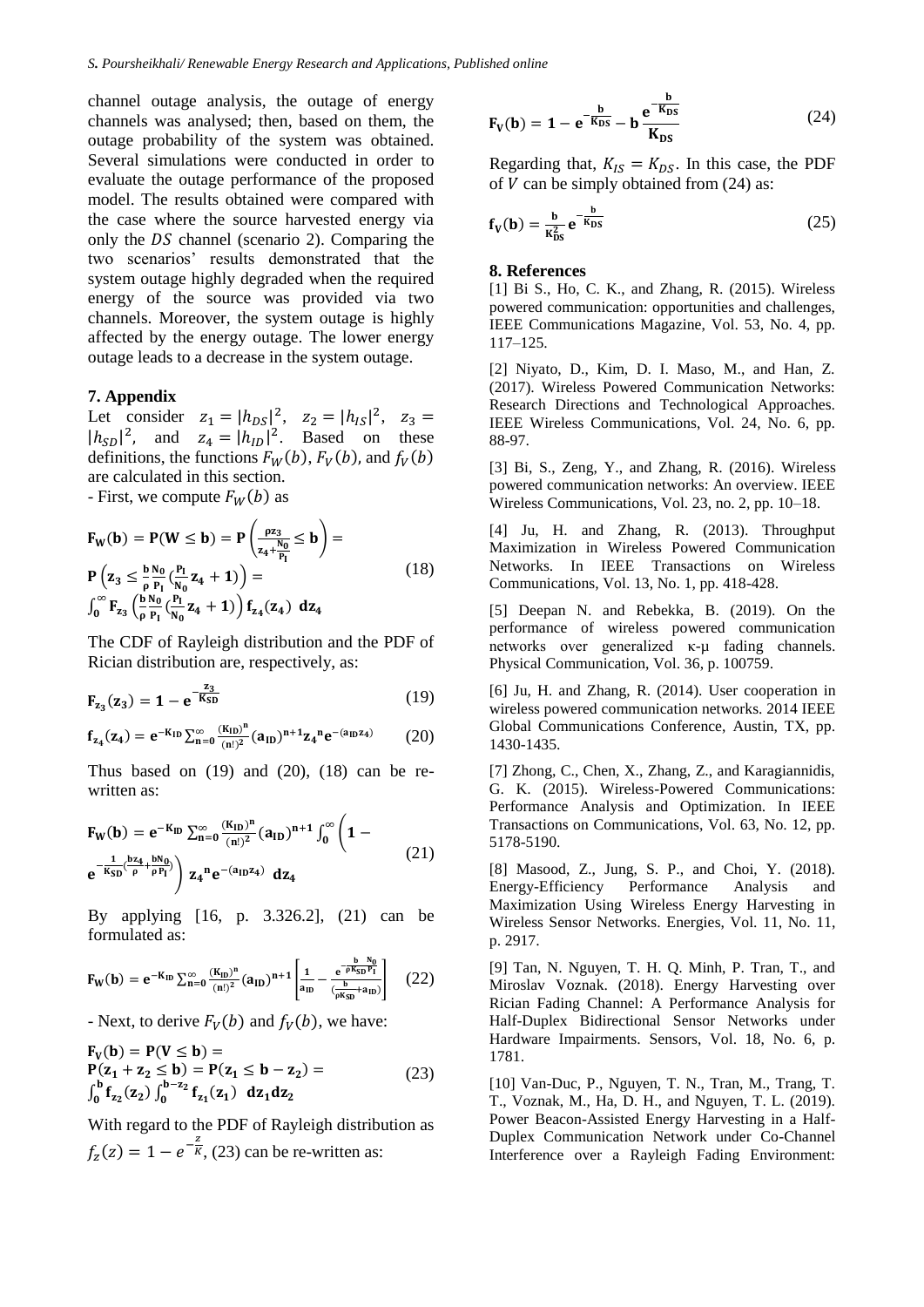channel outage analysis, the outage of energy channels was analysed; then, based on them, the outage probability of the system was obtained. Several simulations were conducted in order to evaluate the outage performance of the proposed model. The results obtained were compared with the case where the source harvested energy via only the $DS$ channel (scenario 2). Comparing the two scenarios' results demonstrated that the system outage highly degraded when the required energy of the source was provided via two channels. Moreover, the system outage is highly affected by the energy outage. The lower energy outage leads to a decrease in the system outage.

## 7. Appendix

Let consider $z_1 = |h_{DS}|^2$, $z_2 = |h_{IS}|^2$, $z_3 = |h_{SD}|^2$, and $z_4 = |h_{ID}|^2$. Based on these definitions, the functions $F_W(b)$, $F_V(b)$, and $f_V(b)$ are calculated in this section.

- First, we compute $F_W(b)$ as

$$\mathbf{F_W(b)} = \mathbf{P(W \leq b)} = \mathbf{P}\left(\frac{\rho z_3}{z_4 + \frac{N_0}{P_I}} \leq \mathbf{b}\right) = \mathbf{P}\left(z_3 \leq \frac{b}{\rho}\frac{N_0}{P_I}\left(\frac{P_I}{N_0}z_4 + 1\right)\right) = \int_0^{\infty} \mathbf{F}_{z_3}\left(\frac{b}{\rho}\frac{N_0}{P_I}\left(\frac{P_I}{N_0}z_4 + 1\right)\right) \mathbf{f}_{z_4}(z_4)\ \mathbf{d}z_4 \tag{18}$$

The CDF of Rayleigh distribution and the PDF of Rician distribution are, respectively, as:

$$\mathbf{F}_{z_3}(z_3) = 1 - e^{-\frac{z_3}{K_{SD}}} \tag{19}$$

$$\mathbf{f}_{z_4}(z_4) = e^{-K_{ID}} \sum_{n=0}^{\infty} \frac{(K_{ID})^n}{(n!)^2} (a_{ID})^{n+1} z_4{}^n e^{-(a_{ID} z_4)} \tag{20}$$

Thus based on (19) and (20), (18) can be re-written as:

$$\mathbf{F_W(b)} = e^{-K_{ID}} \sum_{n=0}^{\infty} \frac{(K_{ID})^n}{(n!)^2} (a_{ID})^{n+1} \int_0^{\infty} \left(1 - e^{-\frac{1}{K_{SD}}\left(\frac{b z_4}{\rho} + \frac{b N_0}{\rho P_I}\right)}\right) z_4{}^n e^{-(a_{ID} z_4)}\ \mathbf{d}z_4 \tag{21}$$

By applying [16, p. 3.326.2], (21) can be formulated as:

$$\mathbf{F_W(b)} = e^{-K_{ID}} \sum_{n=0}^{\infty} \frac{(K_{ID})^n}{(n!)^2} (a_{ID})^{n+1} \left[\frac{1}{a_{ID}} - \frac{e^{-\frac{b}{\rho K_{SD}}\frac{N_0}{P_I}}}{\left(\frac{b}{\rho K_{SD}} + a_{ID}\right)}\right] \tag{22}$$

- Next, to derive $F_V(b)$ and $f_V(b)$, we have:

$$\mathbf{F_V(b)} = \mathbf{P(V \leq b)} = \mathbf{P}(z_1 + z_2 \leq b) = \mathbf{P}(z_1 \leq b - z_2) = \int_0^{b} \mathbf{f}_{z_2}(z_2) \int_0^{b - z_2} \mathbf{f}_{z_1}(z_1)\ \mathbf{d}z_1 \mathbf{d}z_2 \tag{23}$$

With regard to the PDF of Rayleigh distribution as $f_z(z) = 1 - e^{-\frac{z}{K}}$, (23) can be re-written as:

$$\mathbf{F_V(b)} = 1 - e^{-\frac{b}{K_{DS}}} - b\frac{e^{-\frac{b}{K_{DS}}}}{K_{DS}} \tag{24}$$

Regarding that, $K_{IS} = K_{DS}$. In this case, the PDF of $V$ can be simply obtained from (24) as:

$$\mathbf{f_V(b)} = \frac{b}{K_{DS}^2} e^{-\frac{b}{K_{DS}}} \tag{25}$$

## 8. References

[1] Bi S., Ho, C. K., and Zhang, R. (2015). Wireless powered communication: opportunities and challenges, IEEE Communications Magazine, Vol. 53, No. 4, pp. 117–125.

[2] Niyato, D., Kim, D. I. Maso, M., and Han, Z. (2017). Wireless Powered Communication Networks: Research Directions and Technological Approaches. IEEE Wireless Communications, Vol. 24, No. 6, pp. 88-97.

[3] Bi, S., Zeng, Y., and Zhang, R. (2016). Wireless powered communication networks: An overview. IEEE Wireless Communications, Vol. 23, no. 2, pp. 10–18.

[4] Ju, H. and Zhang, R. (2013). Throughput Maximization in Wireless Powered Communication Networks. In IEEE Transactions on Wireless Communications, Vol. 13, No. 1, pp. 418-428.

[5] Deepan N. and Rebekka, B. (2019). On the performance of wireless powered communication networks over generalized κ-μ fading channels. Physical Communication, Vol. 36, p. 100759.

[6] Ju, H. and Zhang, R. (2014). User cooperation in wireless powered communication networks. 2014 IEEE Global Communications Conference, Austin, TX, pp. 1430-1435.

[7] Zhong, C., Chen, X., Zhang, Z., and Karagiannidis, G. K. (2015). Wireless-Powered Communications: Performance Analysis and Optimization. In IEEE Transactions on Communications, Vol. 63, No. 12, pp. 5178-5190.

[8] Masood, Z., Jung, S. P., and Choi, Y. (2018). Energy-Efficiency Performance Analysis and Maximization Using Wireless Energy Harvesting in Wireless Sensor Networks. Energies, Vol. 11, No. 11, p. 2917.

[9] Tan, N. Nguyen, T. H. Q. Minh, P. Tran, T., and Miroslav Voznak. (2018). Energy Harvesting over Rician Fading Channel: A Performance Analysis for Half-Duplex Bidirectional Sensor Networks under Hardware Impairments. Sensors, Vol. 18, No. 6, p. 1781.

[10] Van-Duc, P., Nguyen, T. N., Tran, M., Trang, T. T., Voznak, M., Ha, D. H., and Nguyen, T. L. (2019). Power Beacon-Assisted Energy Harvesting in a Half-Duplex Communication Network under Co-Channel Interference over a Rayleigh Fading Environment: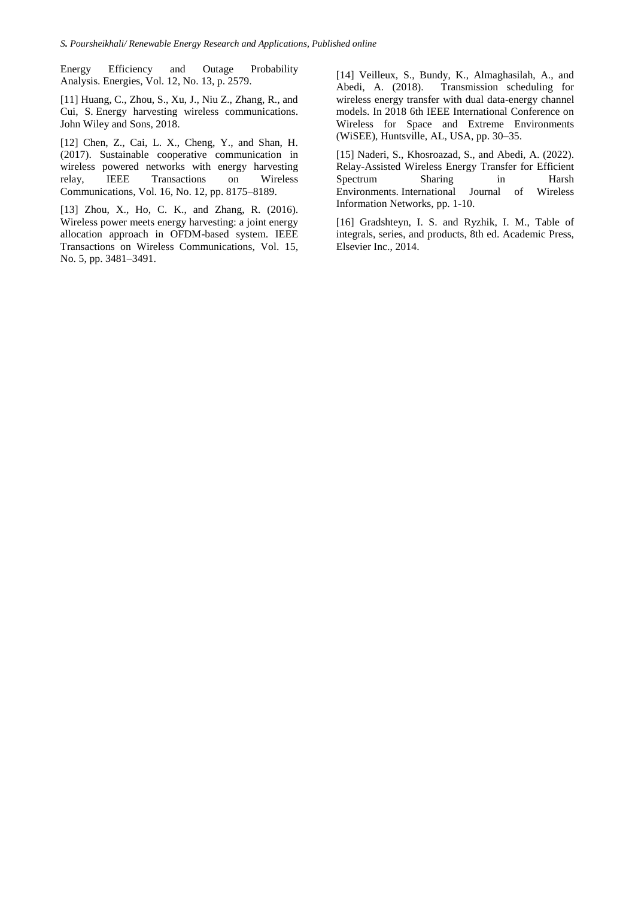Energy Efficiency and Outage Probability Analysis. Energies, Vol. 12, No. 13, p. 2579.

[11] Huang, C., Zhou, S., Xu, J., Niu Z., Zhang, R., and Cui, S. Energy harvesting wireless communications. John Wiley and Sons, 2018.

[12] Chen, Z., Cai, L. X., Cheng, Y., and Shan, H. (2017). Sustainable cooperative communication in wireless powered networks with energy harvesting relay, IEEE Transactions on Wireless Communications, Vol. 16, No. 12, pp. 8175–8189.

[13] Zhou, X., Ho, C. K., and Zhang, R. (2016). Wireless power meets energy harvesting: a joint energy allocation approach in OFDM-based system. IEEE Transactions on Wireless Communications, Vol. 15, No. 5, pp. 3481–3491.

[14] Veilleux, S., Bundy, K., Almaghasilah, A., and Abedi, A. (2018). Transmission scheduling for wireless energy transfer with dual data-energy channel models. In 2018 6th IEEE International Conference on Wireless for Space and Extreme Environments (WiSEE), Huntsville, AL, USA, pp. 30–35.

[15] Naderi, S., Khosroazad, S., and Abedi, A. (2022). Relay-Assisted Wireless Energy Transfer for Efficient Spectrum Sharing in Harsh Environments. International Journal of Wireless Information Networks, pp. 1-10.

[16] Gradshteyn, I. S. and Ryzhik, I. M., Table of integrals, series, and products, 8th ed. Academic Press, Elsevier Inc., 2014.